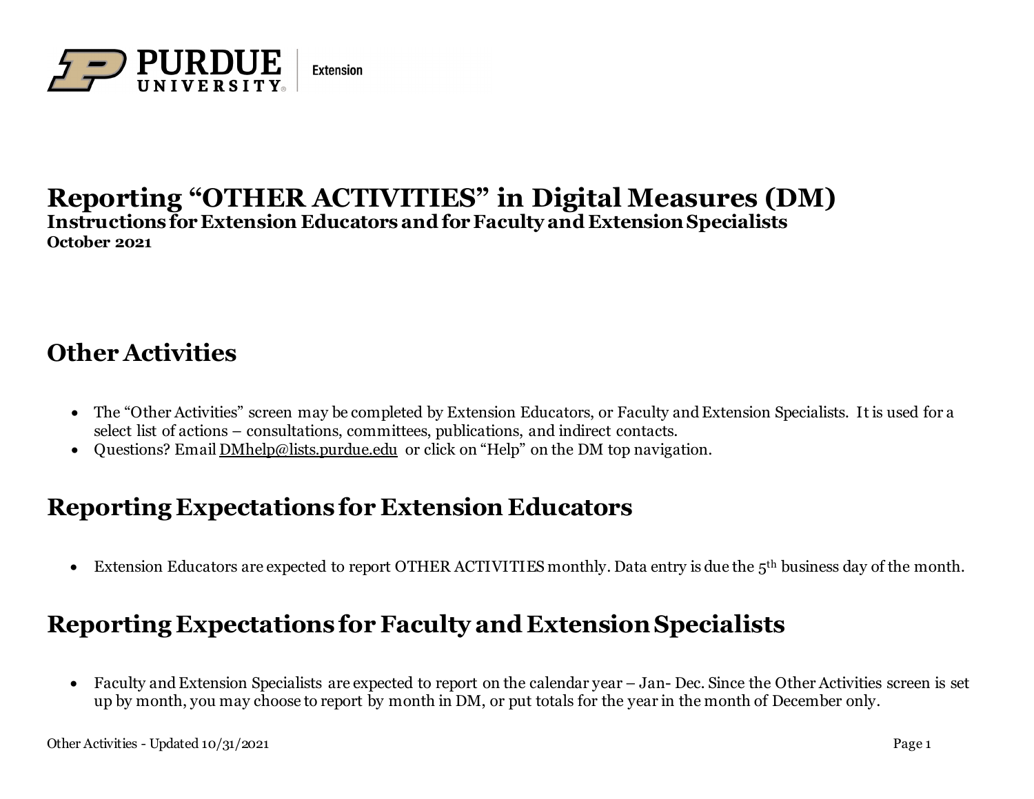# Reporting "OTHER ACTIVITIES" in Digital Measures (DM)

**Instructions for Extension Educators and for Faculty and Extension Specialists**
**October 2021**

## Other Activities

- The "Other Activities" screen may be completed by Extension Educators, or Faculty and Extension Specialists. It is used for a select list of actions – consultations, committees, publications, and indirect contacts.
- Questions? Email DMhelp@lists.purdue.edu or click on "Help" on the DM top navigation.

## Reporting Expectations for Extension Educators

- Extension Educators are expected to report OTHER ACTIVITIES monthly. Data entry is due the 5th business day of the month.

## Reporting Expectations for Faculty and Extension Specialists

- Faculty and Extension Specialists are expected to report on the calendar year – Jan- Dec. Since the Other Activities screen is set up by month, you may choose to report by month in DM, or put totals for the year in the month of December only.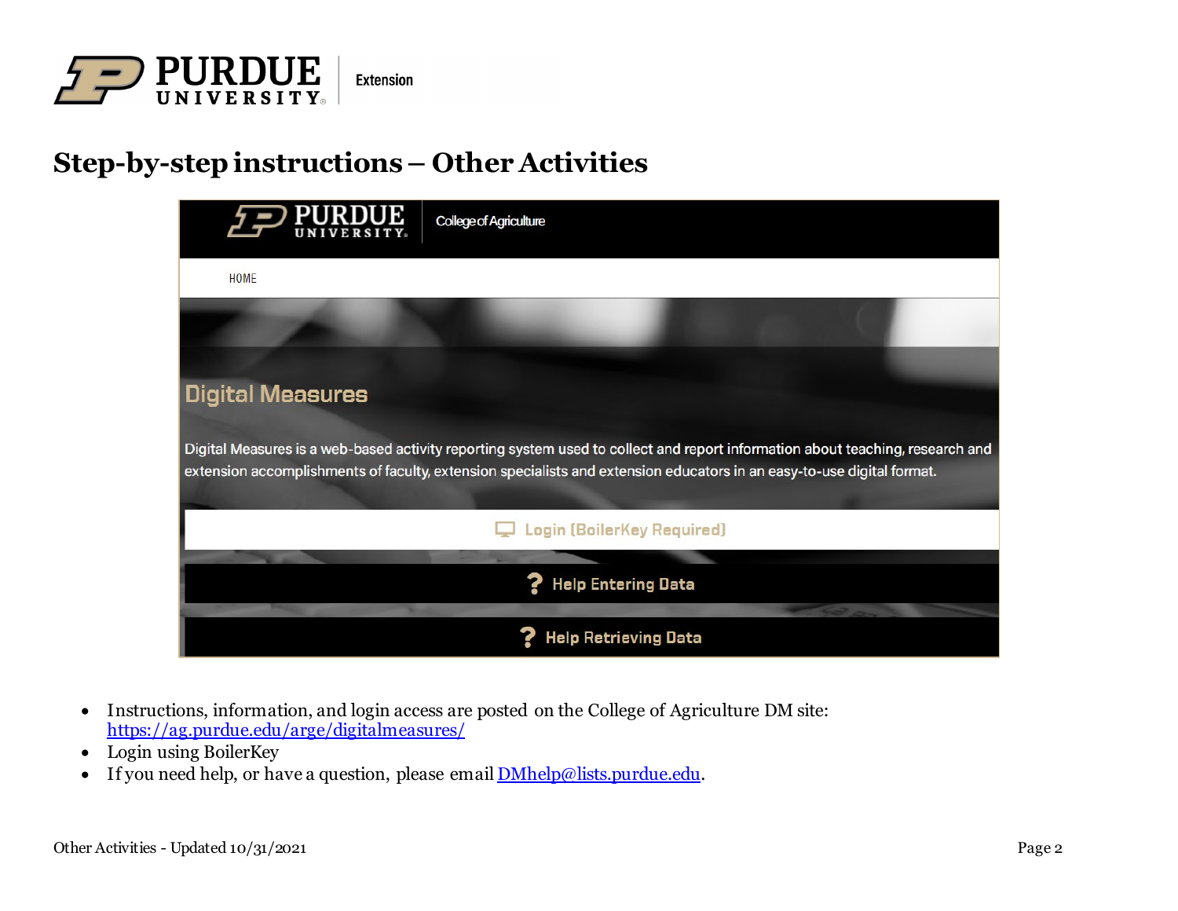# Step-by-step instructions – Other Activities

- Instructions, information, and login access are posted on the College of Agriculture DM site: https://ag.purdue.edu/arge/digitalmeasures/
- Login using BoilerKey
- If you need help, or have a question, please email DMhelp@lists.purdue.edu.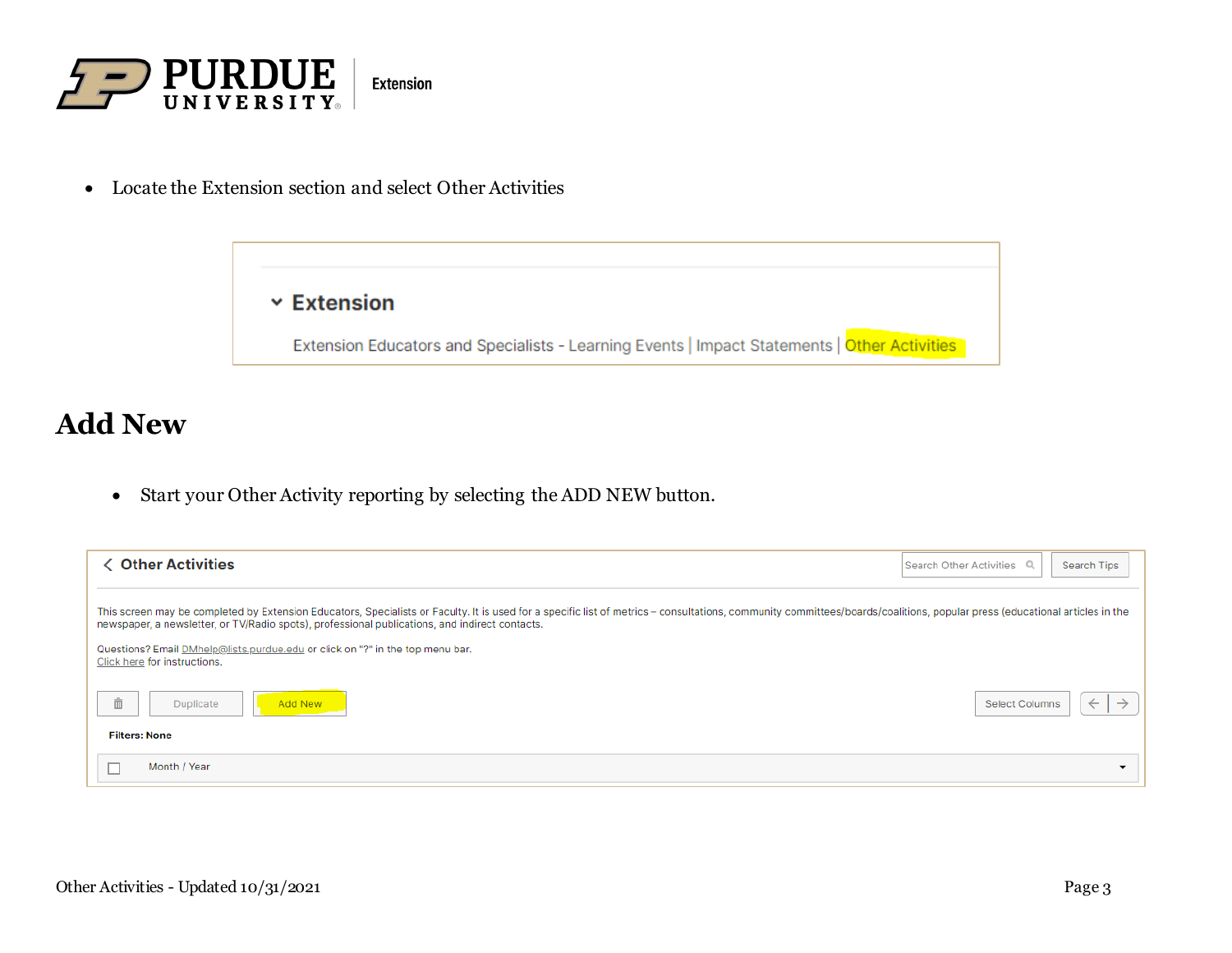- Locate the Extension section and select Other Activities

Extension

Extension Educators and Specialists - Learning Events | Impact Statements | Other Activities

## Add New

- Start your Other Activity reporting by selecting the ADD NEW button.

Other Activities

Search Other Activities | Search Tips

This screen may be completed by Extension Educators, Specialists or Faculty. It is used for a specific list of metrics – consultations, community committees/boards/coalitions, popular press (educational articles in the newspaper, a newsletter, or TV/Radio spots), professional publications, and indirect contacts.

Questions? Email DMhelp@lists.purdue.edu or click on "?" in the top menu bar.
Click here for instructions.

Duplicate | Add New | Select Columns

Filters: None

Month / Year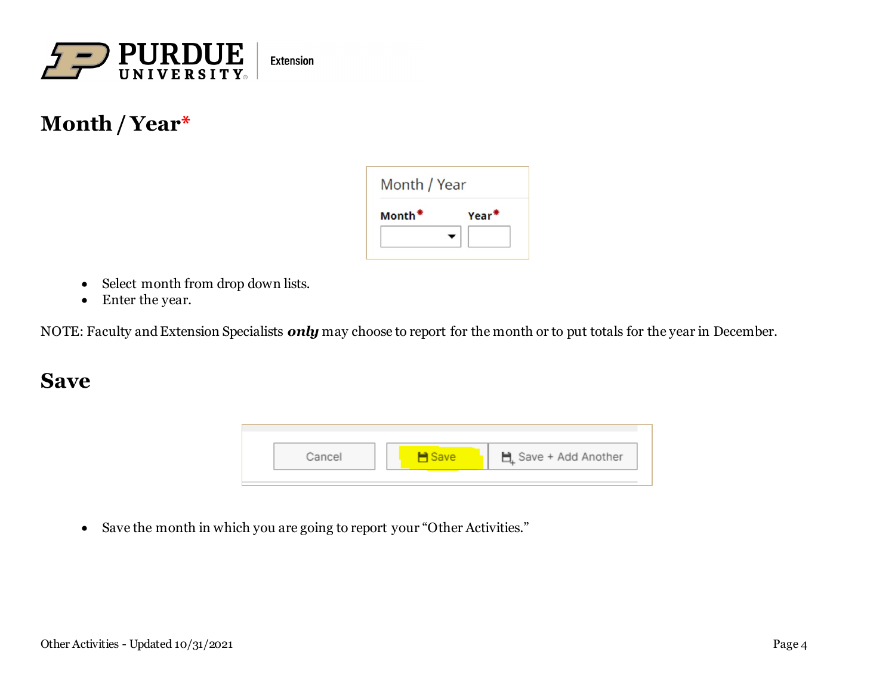## Month / Year*

- Select month from drop down lists.
- Enter the year.

NOTE: Faculty and Extension Specialists ***only*** may choose to report for the month or to put totals for the year in December.

## Save

- Save the month in which you are going to report your "Other Activities."

Other Activities - Updated 10/31/2021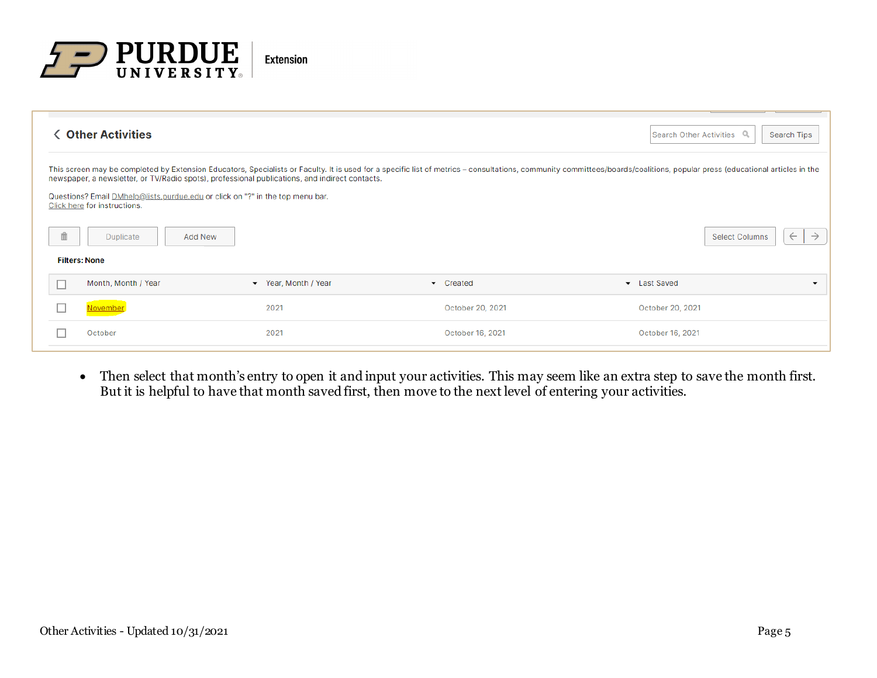## Other Activities

This screen may be completed by Extension Educators, Specialists or Faculty. It is used for a specific list of metrics – consultations, community committees/boards/coalitions, popular press (educational articles in the newspaper, a newsletter, or TV/Radio spots), professional publications, and indirect contacts.

Questions? Email DMhelp@lists.purdue.edu or click on "?" in the top menu bar.
Click here for instructions.

Duplicate | Add New | Select Columns

Filters: None

| Month, Month / Year | Year, Month / Year | Created | Last Saved |
|---|---|---|---|
| November | 2021 | October 20, 2021 | October 20, 2021 |
| October | 2021 | October 16, 2021 | October 16, 2021 |

- Then select that month's entry to open it and input your activities. This may seem like an extra step to save the month first. But it is helpful to have that month saved first, then move to the next level of entering your activities.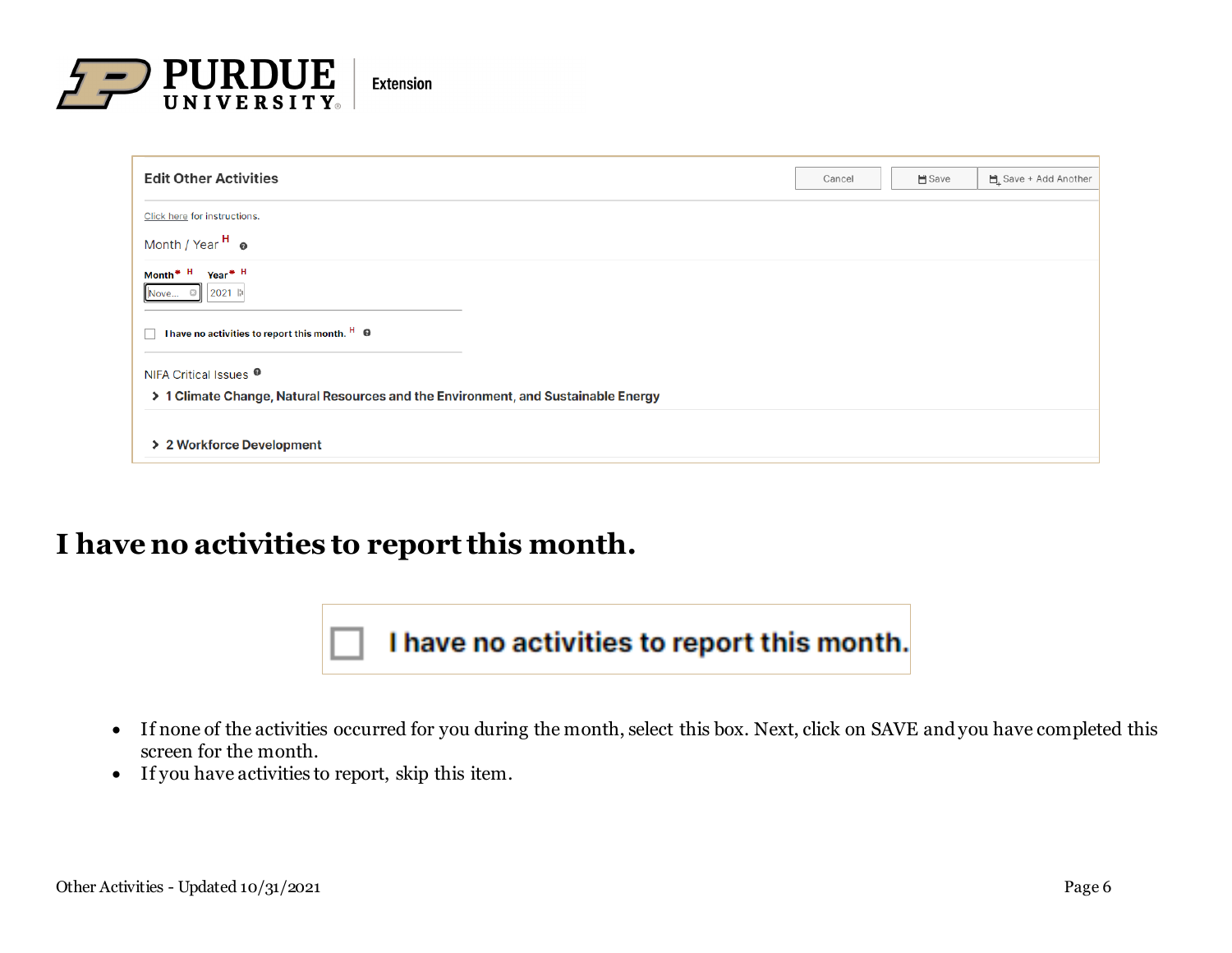## I have no activities to report this month.

- If none of the activities occurred for you during the month, select this box. Next, click on SAVE and you have completed this screen for the month.
- If you have activities to report, skip this item.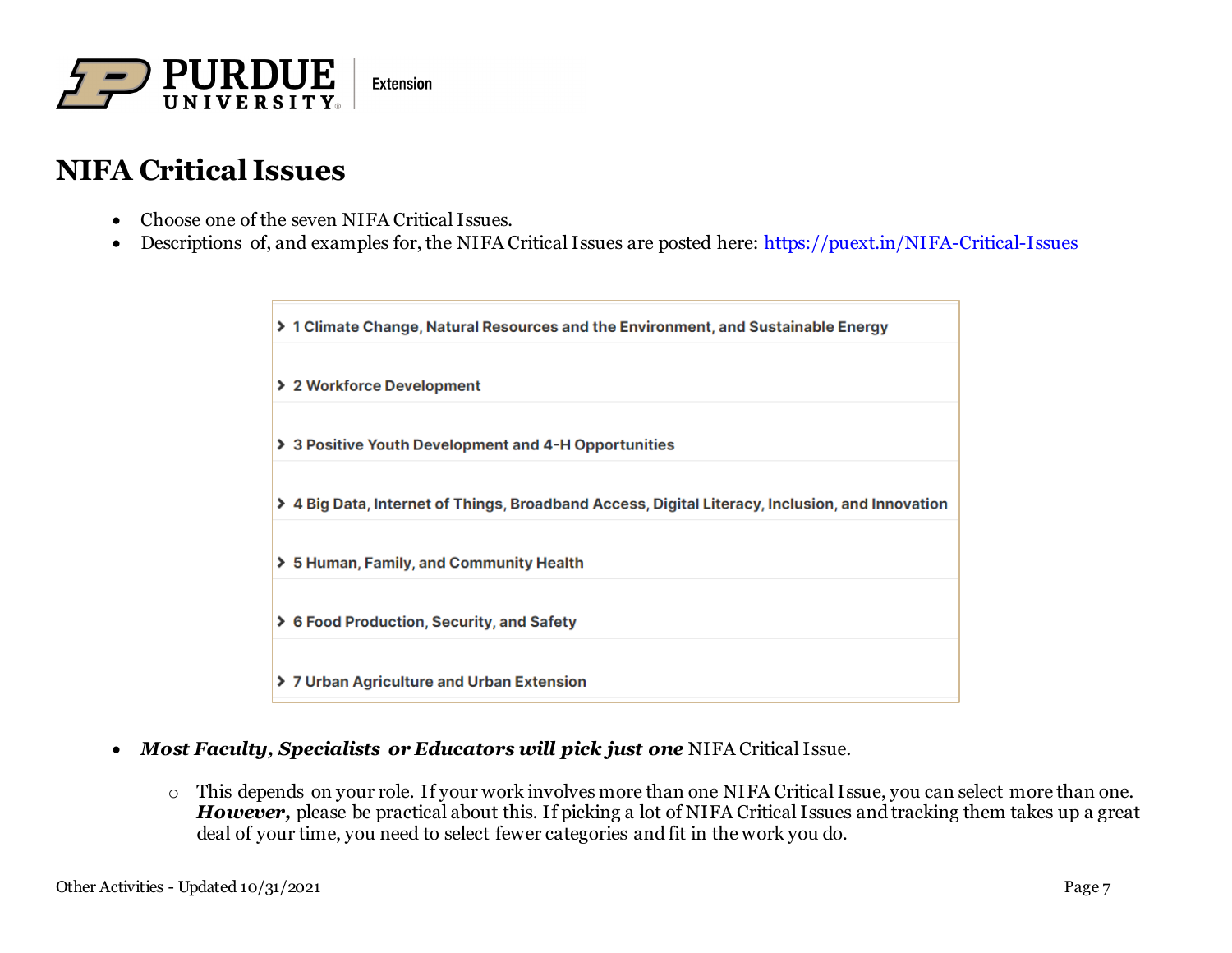# NIFA Critical Issues

- Choose one of the seven NIFA Critical Issues.
- Descriptions of, and examples for, the NIFA Critical Issues are posted here: [https://puext.in/NIFA-Critical-Issues](https://puext.in/NIFA-Critical-Issues)

> 1 Climate Change, Natural Resources and the Environment, and Sustainable Energy
>
> 2 Workforce Development
>
> 3 Positive Youth Development and 4-H Opportunities
>
> 4 Big Data, Internet of Things, Broadband Access, Digital Literacy, Inclusion, and Innovation
>
> 5 Human, Family, and Community Health
>
> 6 Food Production, Security, and Safety
>
> 7 Urban Agriculture and Urban Extension

- ***Most Faculty, Specialists or Educators will pick just one*** NIFA Critical Issue.
  - This depends on your role. If your work involves more than one NIFA Critical Issue, you can select more than one. ***However,*** please be practical about this. If picking a lot of NIFA Critical Issues and tracking them takes up a great deal of your time, you need to select fewer categories and fit in the work you do.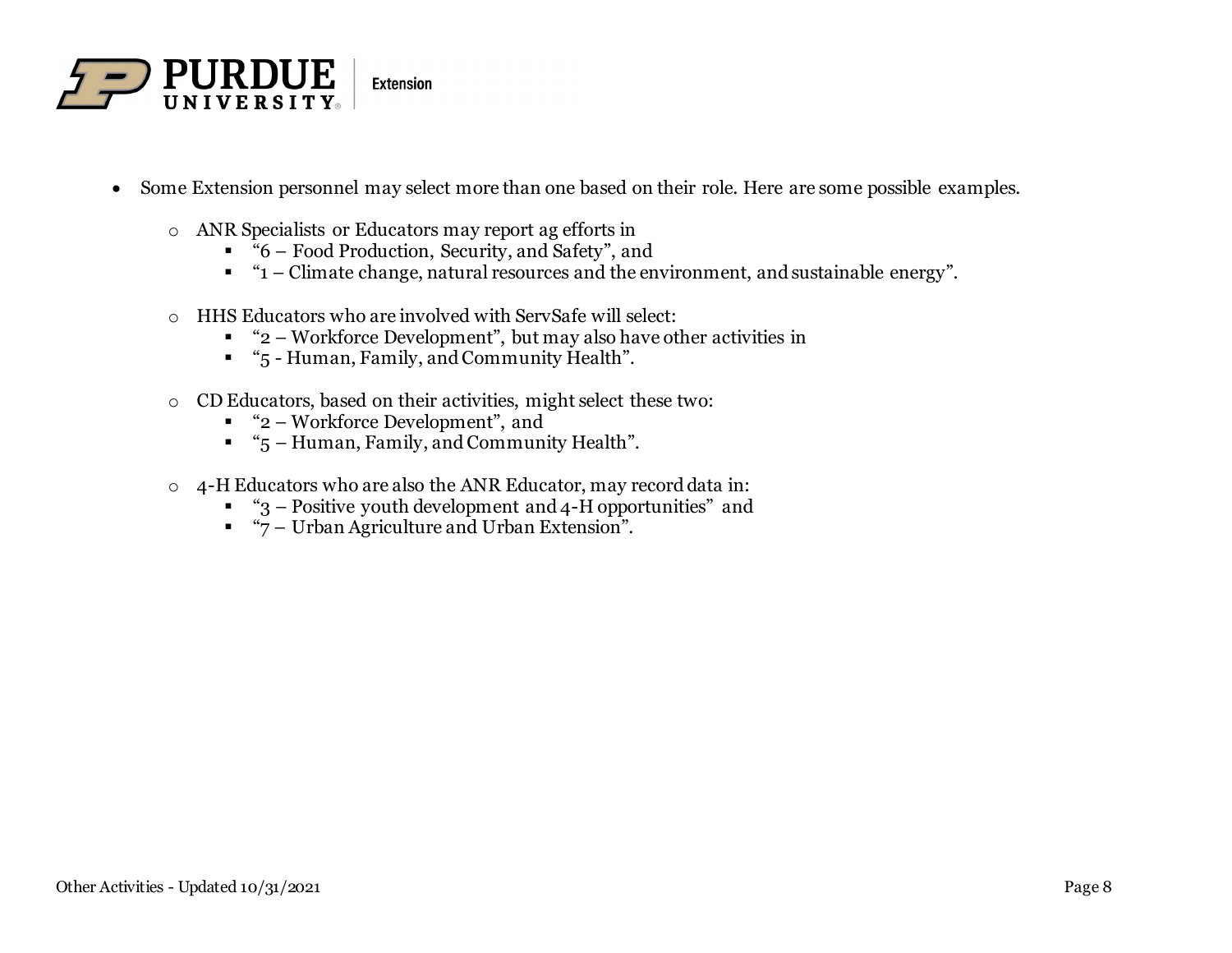- Some Extension personnel may select more than one based on their role. Here are some possible examples.

  - ANR Specialists or Educators may report ag efforts in
    - "6 – Food Production, Security, and Safety", and
    - "1 – Climate change, natural resources and the environment, and sustainable energy".

  - HHS Educators who are involved with ServSafe will select:
    - "2 – Workforce Development", but may also have other activities in
    - "5 - Human, Family, and Community Health".

  - CD Educators, based on their activities, might select these two:
    - "2 – Workforce Development", and
    - "5 – Human, Family, and Community Health".

  - 4-H Educators who are also the ANR Educator, may record data in:
    - "3 – Positive youth development and 4-H opportunities" and
    - "7 – Urban Agriculture and Urban Extension".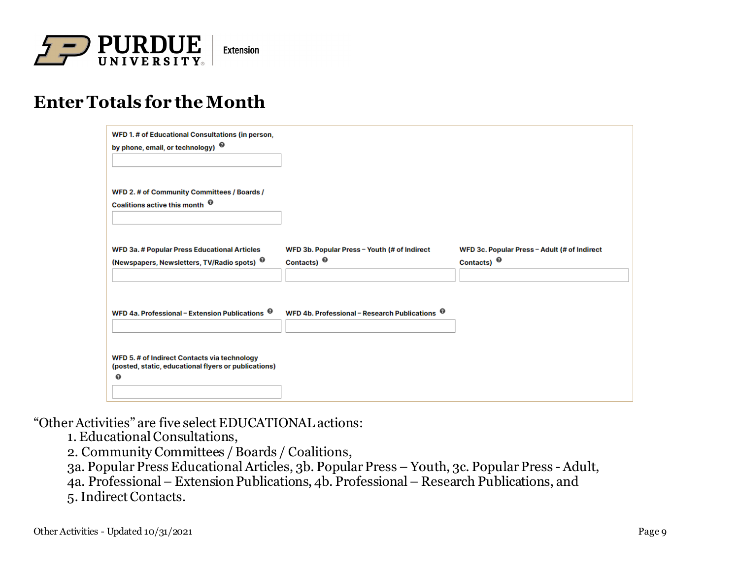# Enter Totals for the Month

WFD 1. # of Educational Consultations (in person, by phone, email, or technology)

WFD 2. # of Community Committees / Boards / Coalitions active this month

WFD 3a. # Popular Press Educational Articles (Newspapers, Newsletters, TV/Radio spots)

WFD 3b. Popular Press – Youth (# of Indirect Contacts)

WFD 3c. Popular Press – Adult (# of Indirect Contacts)

WFD 4a. Professional – Extension Publications

WFD 4b. Professional – Research Publications

WFD 5. # of Indirect Contacts via technology (posted, static, educational flyers or publications)

"Other Activities" are five select EDUCATIONAL actions:

1. Educational Consultations,
2. Community Committees / Boards / Coalitions,
3a. Popular Press Educational Articles, 3b. Popular Press – Youth, 3c. Popular Press - Adult,
4a. Professional – Extension Publications, 4b. Professional – Research Publications, and
5. Indirect Contacts.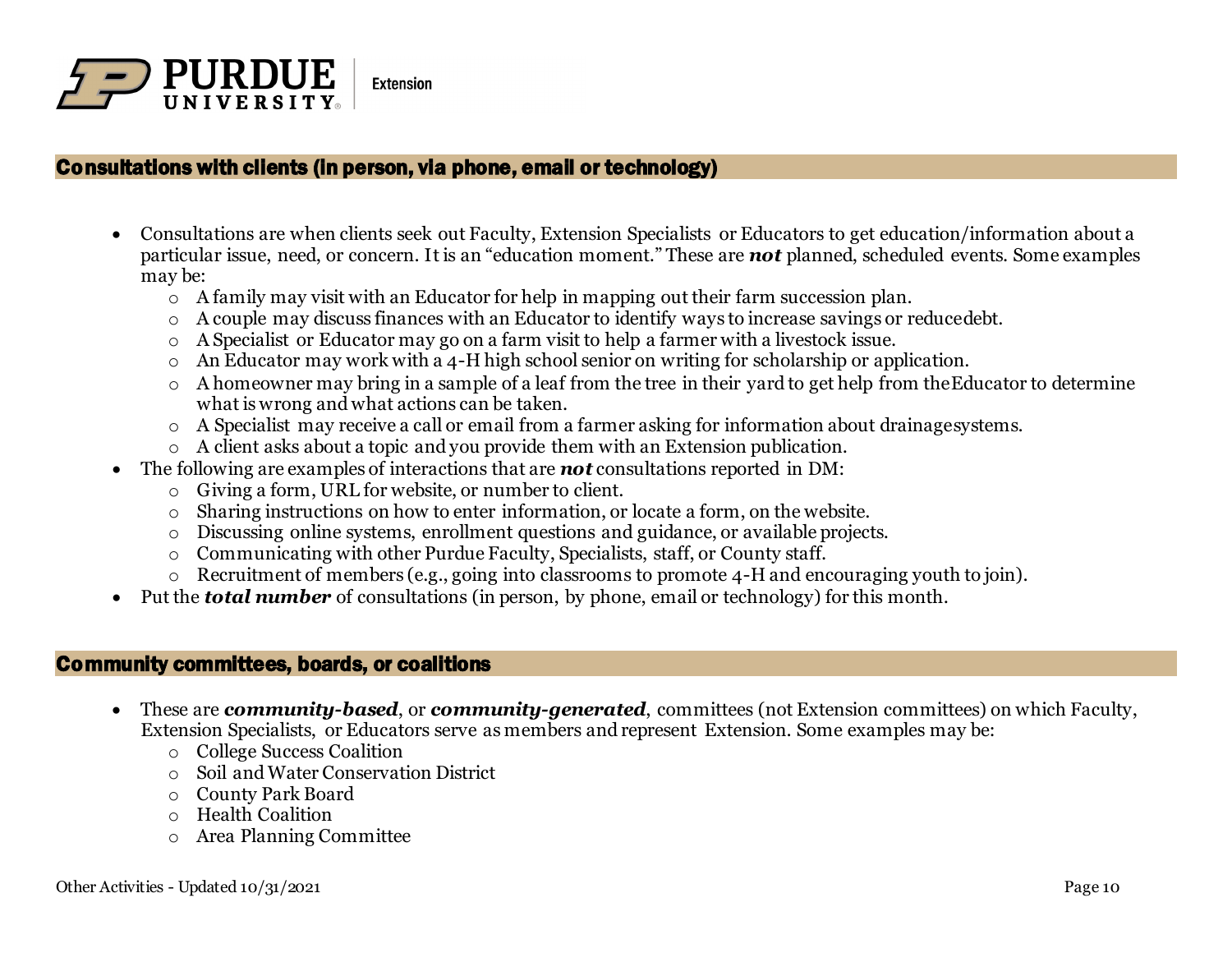## Consultations with clients (in person, via phone, email or technology)

- Consultations are when clients seek out Faculty, Extension Specialists or Educators to get education/information about a particular issue, need, or concern. It is an "education moment." These are ***not*** planned, scheduled events. Some examples may be:
  - A family may visit with an Educator for help in mapping out their farm succession plan.
  - A couple may discuss finances with an Educator to identify ways to increase savings or reduce debt.
  - A Specialist or Educator may go on a farm visit to help a farmer with a livestock issue.
  - An Educator may work with a 4-H high school senior on writing for scholarship or application.
  - A homeowner may bring in a sample of a leaf from the tree in their yard to get help from the Educator to determine what is wrong and what actions can be taken.
  - A Specialist may receive a call or email from a farmer asking for information about drainage systems.
  - A client asks about a topic and you provide them with an Extension publication.
- The following are examples of interactions that are ***not*** consultations reported in DM:
  - Giving a form, URL for website, or number to client.
  - Sharing instructions on how to enter information, or locate a form, on the website.
  - Discussing online systems, enrollment questions and guidance, or available projects.
  - Communicating with other Purdue Faculty, Specialists, staff, or County staff.
  - Recruitment of members (e.g., going into classrooms to promote 4-H and encouraging youth to join).
- Put the ***total number*** of consultations (in person, by phone, email or technology) for this month.

## Community committees, boards, or coalitions

- These are ***community-based***, or ***community-generated***, committees (not Extension committees) on which Faculty, Extension Specialists, or Educators serve as members and represent Extension. Some examples may be:
  - College Success Coalition
  - Soil and Water Conservation District
  - County Park Board
  - Health Coalition
  - Area Planning Committee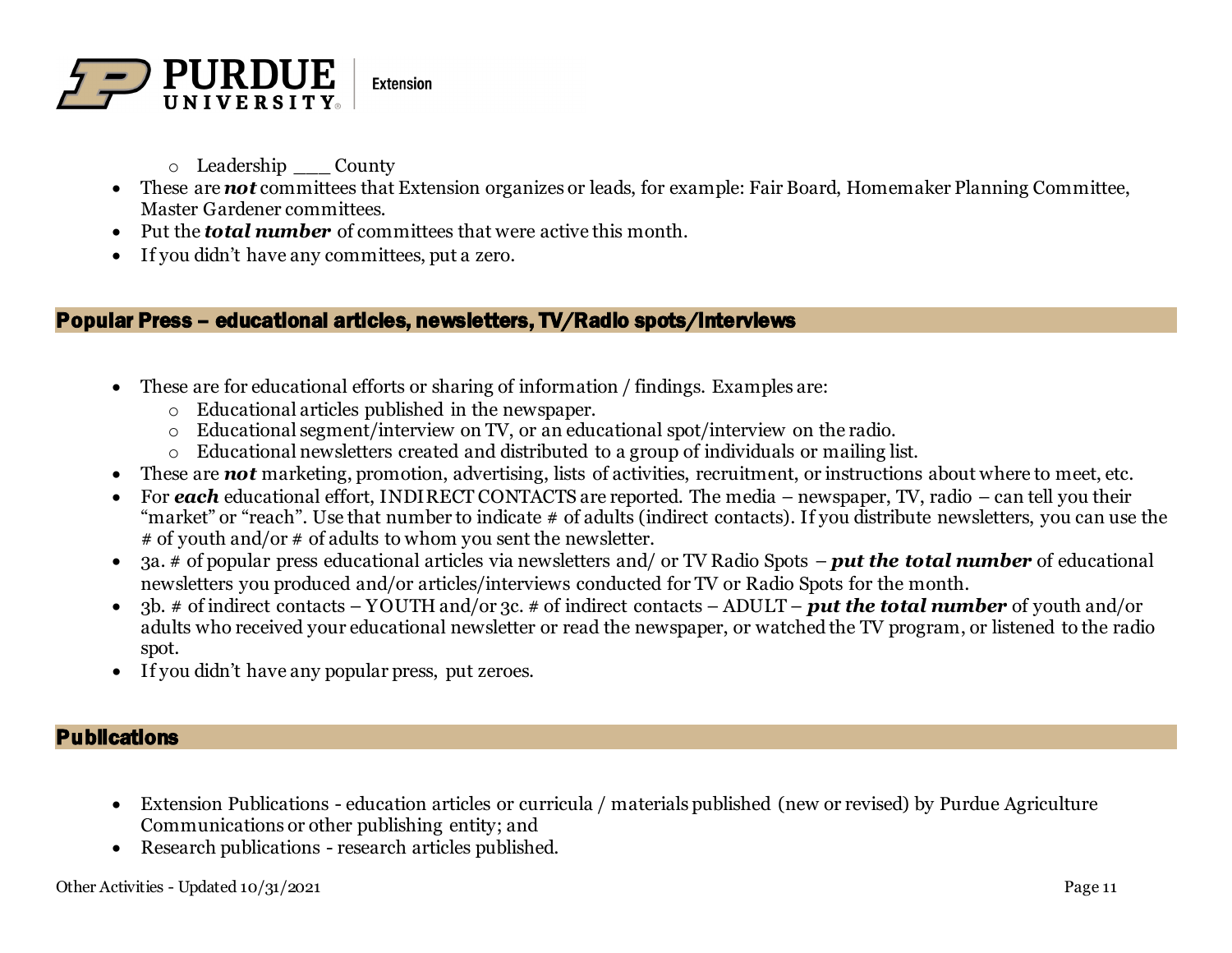- Leadership ___ County

- These are ***not*** committees that Extension organizes or leads, for example: Fair Board, Homemaker Planning Committee, Master Gardener committees.
- Put the ***total number*** of committees that were active this month.
- If you didn't have any committees, put a zero.

## Popular Press – educational articles, newsletters, TV/Radio spots/Interviews

- These are for educational efforts or sharing of information / findings. Examples are:
  - Educational articles published in the newspaper.
  - Educational segment/interview on TV, or an educational spot/interview on the radio.
  - Educational newsletters created and distributed to a group of individuals or mailing list.
- These are ***not*** marketing, promotion, advertising, lists of activities, recruitment, or instructions about where to meet, etc.
- For ***each*** educational effort, INDIRECT CONTACTS are reported. The media – newspaper, TV, radio – can tell you their "market" or "reach". Use that number to indicate # of adults (indirect contacts). If you distribute newsletters, you can use the # of youth and/or # of adults to whom you sent the newsletter.
- 3a. # of popular press educational articles via newsletters and/ or TV Radio Spots – ***put the total number*** of educational newsletters you produced and/or articles/interviews conducted for TV or Radio Spots for the month.
- 3b. # of indirect contacts – YOUTH and/or 3c. # of indirect contacts – ADULT – ***put the total number*** of youth and/or adults who received your educational newsletter or read the newspaper, or watched the TV program, or listened to the radio spot.
- If you didn't have any popular press, put zeroes.

## Publications

- Extension Publications - education articles or curricula / materials published (new or revised) by Purdue Agriculture Communications or other publishing entity; and
- Research publications - research articles published.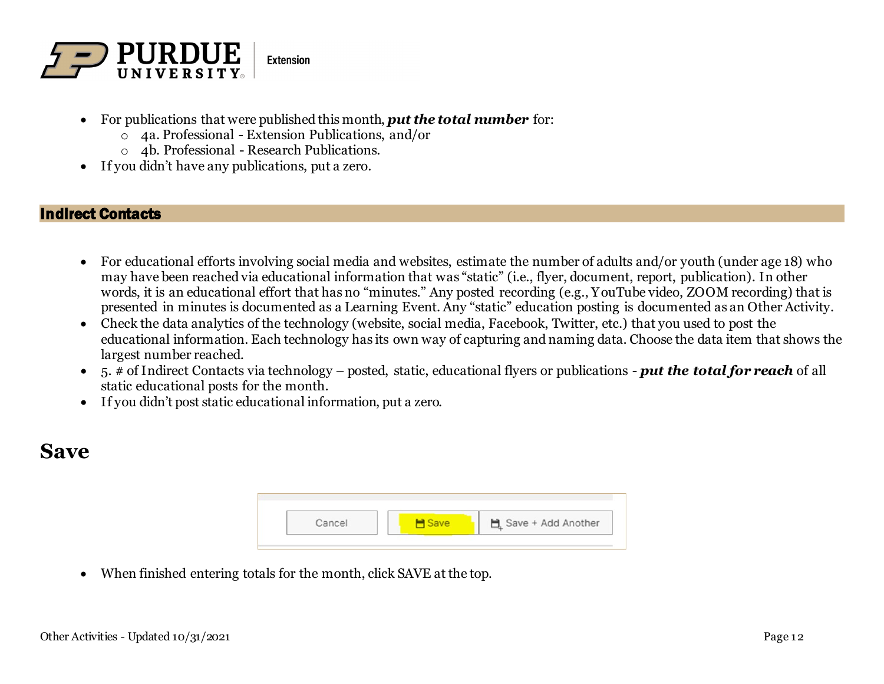- For publications that were published this month, ***put the total number*** for:
  - 4a. Professional - Extension Publications, and/or
  - 4b. Professional - Research Publications.
- If you didn't have any publications, put a zero.

## Indirect Contacts

- For educational efforts involving social media and websites, estimate the number of adults and/or youth (under age 18) who may have been reached via educational information that was "static" (i.e., flyer, document, report, publication). In other words, it is an educational effort that has no "minutes." Any posted recording (e.g., YouTube video, ZOOM recording) that is presented in minutes is documented as a Learning Event. Any "static" education posting is documented as an Other Activity.
- Check the data analytics of the technology (website, social media, Facebook, Twitter, etc.) that you used to post the educational information. Each technology has its own way of capturing and naming data. Choose the data item that shows the largest number reached.
- 5. # of Indirect Contacts via technology – posted, static, educational flyers or publications - ***put the total for reach*** of all static educational posts for the month.
- If you didn't post static educational information, put a zero.

# Save

Cancel | Save | Save + Add Another

- When finished entering totals for the month, click SAVE at the top.